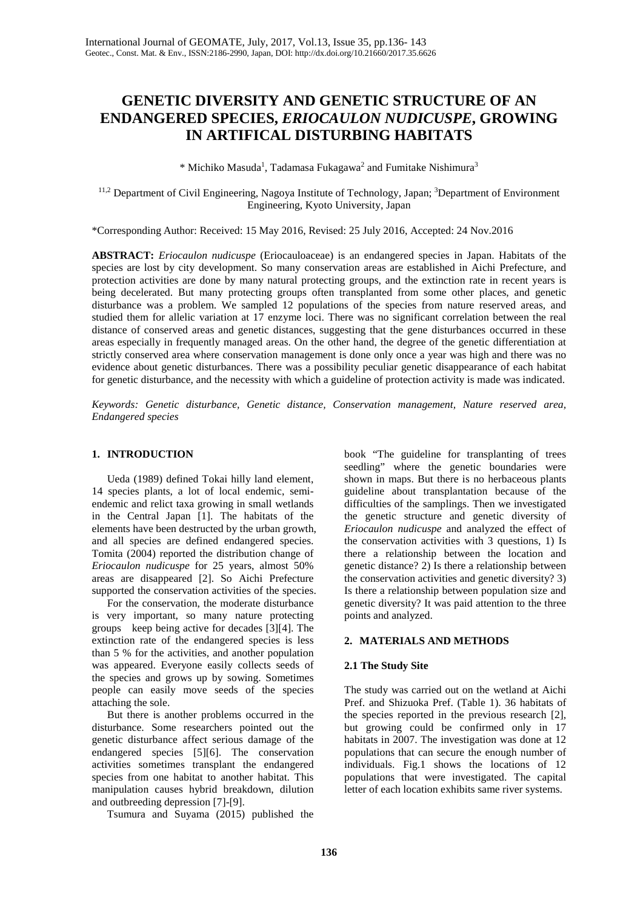# GENETIC DIVERSITY AND GENETIC STRUCTURE OF AN ENDANGERED SPECIES, *ERIOCAULON NUDICUSPE*, GROWING IN ARTIFICAL DISTURBING HABITATS

\* Michiko Masuda[1], Tadamasa Fukagawa[2] and Fumitake Nishimura[3]

[11,2] Department of Civil Engineering, Nagoya Institute of Technology, Japan; [3]Department of Environment Engineering, Kyoto University, Japan

\*Corresponding Author: Received: 15 May 2016, Revised: 25 July 2016, Accepted: 24 Nov.2016

**ABSTRACT:** *Eriocaulon nudicuspe* (Eriocauloaceae) is an endangered species in Japan. Habitats of the species are lost by city development. So many conservation areas are established in Aichi Prefecture, and protection activities are done by many natural protecting groups, and the extinction rate in recent years is being decelerated. But many protecting groups often transplanted from some other places, and genetic disturbance was a problem. We sampled 12 populations of the species from nature reserved areas, and studied them for allelic variation at 17 enzyme loci. There was no significant correlation between the real distance of conserved areas and genetic distances, suggesting that the gene disturbances occurred in these areas especially in frequently managed areas. On the other hand, the degree of the genetic differentiation at strictly conserved area where conservation management is done only once a year was high and there was no evidence about genetic disturbances. There was a possibility peculiar genetic disappearance of each habitat for genetic disturbance, and the necessity with which a guideline of protection activity is made was indicated.

*Keywords: Genetic disturbance, Genetic distance, Conservation management, Nature reserved area, Endangered species*

## 1. INTRODUCTION

Ueda (1989) defined Tokai hilly land element, 14 species plants, a lot of local endemic, semi-endemic and relict taxa growing in small wetlands in the Central Japan [1]. The habitats of the elements have been destructed by the urban growth, and all species are defined endangered species. Tomita (2004) reported the distribution change of *Eriocaulon nudicuspe* for 25 years, almost 50% areas are disappeared [2]. So Aichi Prefecture supported the conservation activities of the species.

For the conservation, the moderate disturbance is very important, so many nature protecting groups keep being active for decades [3][4]. The extinction rate of the endangered species is less than 5 % for the activities, and another population was appeared. Everyone easily collects seeds of the species and grows up by sowing. Sometimes people can easily move seeds of the species attaching the sole.

But there is another problems occurred in the disturbance. Some researchers pointed out the genetic disturbance affect serious damage of the endangered species [5][6]. The conservation activities sometimes transplant the endangered species from one habitat to another habitat. This manipulation causes hybrid breakdown, dilution and outbreeding depression [7]-[9].

Tsumura and Suyama (2015) published the book "The guideline for transplanting of trees seedling" where the genetic boundaries were shown in maps. But there is no herbaceous plants guideline about transplantation because of the difficulties of the samplings. Then we investigated the genetic structure and genetic diversity of *Eriocaulon nudicuspe* and analyzed the effect of the conservation activities with 3 questions, 1) Is there a relationship between the location and genetic distance? 2) Is there a relationship between the conservation activities and genetic diversity? 3) Is there a relationship between population size and genetic diversity? It was paid attention to the three points and analyzed.

## 2. MATERIALS AND METHODS

### 2.1 The Study Site

The study was carried out on the wetland at Aichi Pref. and Shizuoka Pref. (Table 1). 36 habitats of the species reported in the previous research [2], but growing could be confirmed only in 17 habitats in 2007. The investigation was done at 12 populations that can secure the enough number of individuals. Fig.1 shows the locations of 12 populations that were investigated. The capital letter of each location exhibits same river systems.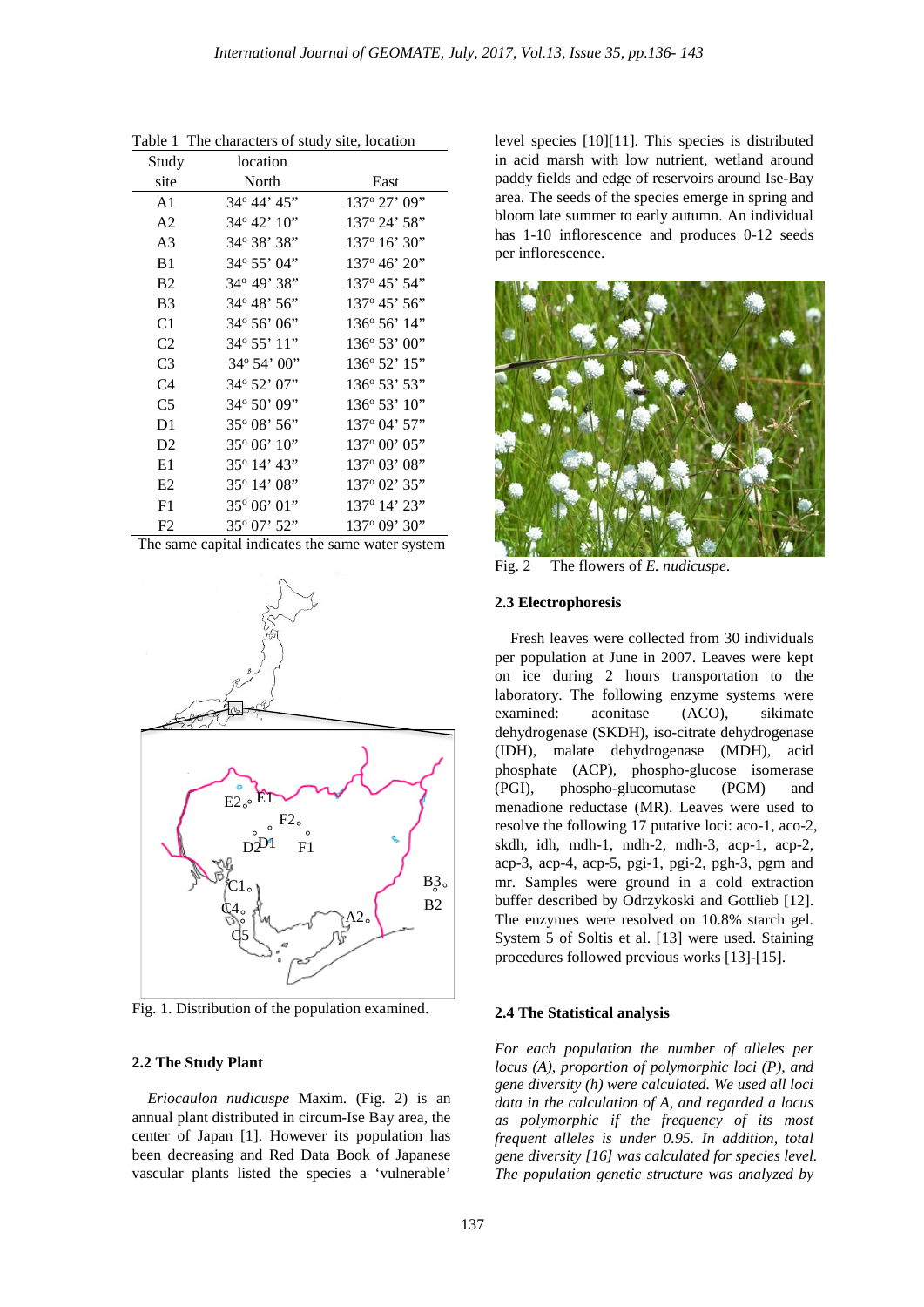Table 1 The characters of study site, location

| Study site | location North | East |
|---|---|---|
| A1 | 34° 44' 45" | 137° 27' 09" |
| A2 | 34° 42' 10" | 137° 24' 58" |
| A3 | 34° 38' 38" | 137° 16' 30" |
| B1 | 34° 55' 04" | 137° 46' 20" |
| B2 | 34° 49' 38" | 137° 45' 54" |
| B3 | 34° 48' 56" | 137° 45' 56" |
| C1 | 34° 56' 06" | 136° 56' 14" |
| C2 | 34° 55' 11" | 136° 53' 00" |
| C3 | 34° 54' 00" | 136° 52' 15" |
| C4 | 34° 52' 07" | 136° 53' 53" |
| C5 | 34° 50' 09" | 136° 53' 10" |
| D1 | 35° 08' 56" | 137° 04' 57" |
| D2 | 35° 06' 10" | 137° 00' 05" |
| E1 | 35° 14' 43" | 137° 03' 08" |
| E2 | 35° 14' 08" | 137° 02' 35" |
| F1 | 35° 06' 01" | 137° 14' 23" |
| F2 | 35° 07' 52" | 137° 09' 30" |

The same capital indicates the same water system

Fig. 1. Distribution of the population examined.

### 2.2 The Study Plant

*Eriocaulon nudicuspe* Maxim. (Fig. 2) is an annual plant distributed in circum-Ise Bay area, the center of Japan [1]. However its population has been decreasing and Red Data Book of Japanese vascular plants listed the species a 'vulnerable' level species [10][11]. This species is distributed in acid marsh with low nutrient, wetland around paddy fields and edge of reservoirs around Ise-Bay area. The seeds of the species emerge in spring and bloom late summer to early autumn. An individual has 1-10 inflorescence and produces 0-12 seeds per inflorescence.

Fig. 2 The flowers of *E. nudicuspe*.

### 2.3 Electrophoresis

Fresh leaves were collected from 30 individuals per population at June in 2007. Leaves were kept on ice during 2 hours transportation to the laboratory. The following enzyme systems were examined: aconitase (ACO), sikimate dehydrogenase (SKDH), iso-citrate dehydrogenase (IDH), malate dehydrogenase (MDH), acid phosphate (ACP), phospho-glucose isomerase (PGI), phospho-glucomutase (PGM) and menadione reductase (MR). Leaves were used to resolve the following 17 putative loci: aco-1, aco-2, skdh, idh, mdh-1, mdh-2, mdh-3, acp-1, acp-2, acp-3, acp-4, acp-5, pgi-1, pgi-2, pgh-3, pgm and mr. Samples were ground in a cold extraction buffer described by Odrzykoski and Gottlieb [12]. The enzymes were resolved on 10.8% starch gel. System 5 of Soltis et al. [13] were used. Staining procedures followed previous works [13]-[15].

### 2.4 The Statistical analysis

*For each population the number of alleles per locus (A), proportion of polymorphic loci (P), and gene diversity (h) were calculated. We used all loci data in the calculation of A, and regarded a locus as polymorphic if the frequency of its most frequent alleles is under 0.95. In addition, total gene diversity [16] was calculated for species level. The population genetic structure was analyzed by*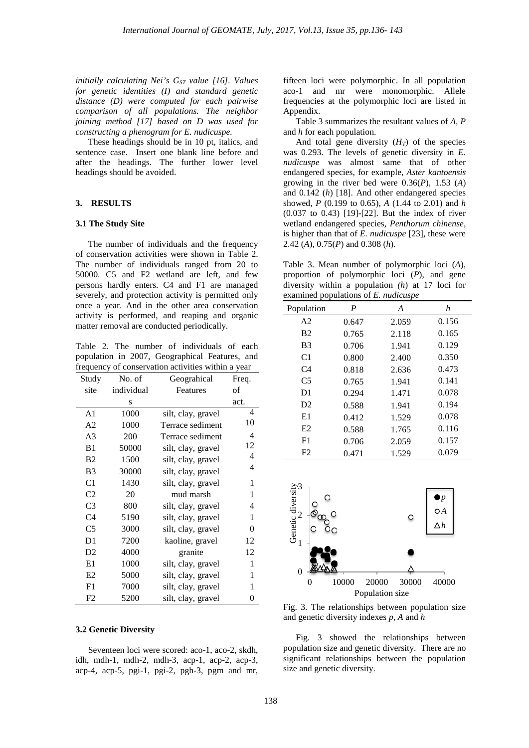*initially calculating Nei's $G_{ST}$ value [16]. Values for genetic identities (I) and standard genetic distance (D) were computed for each pairwise comparison of all populations. The neighbor joining method [17] based on D was used for constructing a phenogram for E. nudicuspe.*

These headings should be in 10 pt, italics, and sentence case. Insert one blank line before and after the headings. The further lower level headings should be avoided.

## 3. RESULTS

### 3.1 The Study Site

The number of individuals and the frequency of conservation activities were shown in Table 2. The number of individuals ranged from 20 to 50000. C5 and F2 wetland are left, and few persons hardly enters. C4 and F1 are managed severely, and protection activity is permitted only once a year. And in the other area conservation activity is performed, and reaping and organic matter removal are conducted periodically.

Table 2. The number of individuals of each population in 2007, Geographical Features, and frequency of conservation activities within a year

| Study site | No. of individuals | Geograhical Features | Freq. of act. |
|---|---|---|---|
| A1 | 1000 | silt, clay, gravel | 4 |
| A2 | 1000 | Terrace sediment | 10 |
| A3 | 200 | Terrace sediment | 4 |
| B1 | 50000 | silt, clay, gravel | 12 |
| B2 | 1500 | silt, clay, gravel | 4 |
| B3 | 30000 | silt, clay, gravel | 4 |
| C1 | 1430 | silt, clay, gravel | 1 |
| C2 | 20 | mud marsh | 1 |
| C3 | 800 | silt, clay, gravel | 4 |
| C4 | 5190 | silt, clay, gravel | 1 |
| C5 | 3000 | silt, clay, gravel | 0 |
| D1 | 7200 | kaoline, gravel | 12 |
| D2 | 4000 | granite | 12 |
| E1 | 1000 | silt, clay, gravel | 1 |
| E2 | 5000 | silt, clay, gravel | 1 |
| F1 | 7000 | silt, clay, gravel | 1 |
| F2 | 5200 | silt, clay, gravel | 0 |

### 3.2 Genetic Diversity

Seventeen loci were scored: aco-1, aco-2, skdh, idh, mdh-1, mdh-2, mdh-3, acp-1, acp-2, acp-3, acp-4, acp-5, pgi-1, pgi-2, pgh-3, pgm and mr, fifteen loci were polymorphic. In all population aco-1 and mr were monomorphic. Allele frequencies at the polymorphic loci are listed in Appendix.

Table 3 summarizes the resultant values of *A*, *P* and *h* for each population.

And total gene diversity ($H_T$) of the species was 0.293. The levels of genetic diversity in *E. nudicuspe* was almost same that of other endangered species, for example, *Aster kantoensis* growing in the river bed were 0.36(*P*), 1.53 (*A*) and 0.142 (*h*) [18]. And other endangered species showed, *P* (0.199 to 0.65), *A* (1.44 to 2.01) and *h* (0.037 to 0.43) [19]-[22]. But the index of river wetland endangered species, *Penthorum chinense,* is higher than that of *E. nudicuspe* [23], these were 2.42 (*A*), 0.75(*P*) and 0.308 (*h*).

Table 3. Mean number of polymorphic loci (*A*), proportion of polymorphic loci (*P*), and gene diversity within a population *(h*) at 17 loci for examined populations of *E. nudicuspe*

| Population | *P* | *A* | *h* |
|---|---|---|---|
| A2 | 0.647 | 2.059 | 0.156 |
| B2 | 0.765 | 2.118 | 0.165 |
| B3 | 0.706 | 1.941 | 0.129 |
| C1 | 0.800 | 2.400 | 0.350 |
| C4 | 0.818 | 2.636 | 0.473 |
| C5 | 0.765 | 1.941 | 0.141 |
| D1 | 0.294 | 1.471 | 0.078 |
| D2 | 0.588 | 1.941 | 0.194 |
| E1 | 0.412 | 1.529 | 0.078 |
| E2 | 0.588 | 1.765 | 0.116 |
| F1 | 0.706 | 2.059 | 0.157 |
| F2 | 0.471 | 1.529 | 0.079 |

Fig. 3. The relationships between population size and genetic diversity indexes *p*, *A* and *h*

Fig. 3 showed the relationships between population size and genetic diversity. There are no significant relationships between the population size and genetic diversity.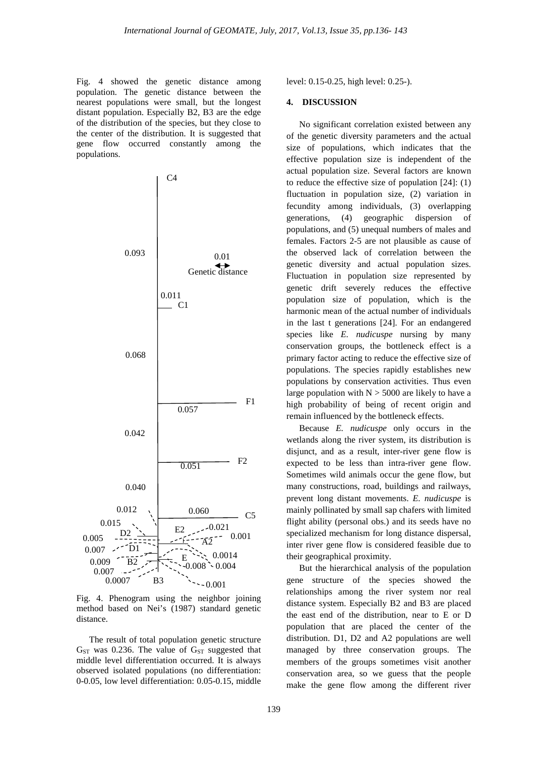Fig. 4 showed the genetic distance among population. The genetic distance between the nearest populations were small, but the longest distant population. Especially B2, B3 are the edge of the distribution of the species, but they close to the center of the distribution. It is suggested that gene flow occurred constantly among the populations.

Fig. 4. Phenogram using the neighbor joining method based on Nei's (1987) standard genetic distance.

The result of total population genetic structure $G_{ST}$ was 0.236. The value of $G_{ST}$ suggested that middle level differentiation occurred. It is always observed isolated populations (no differentiation: 0-0.05, low level differentiation: 0.05-0.15, middle level: 0.15-0.25, high level: 0.25-).

## 4. DISCUSSION

No significant correlation existed between any of the genetic diversity parameters and the actual size of populations, which indicates that the effective population size is independent of the actual population size. Several factors are known to reduce the effective size of population [24]: (1) fluctuation in population size, (2) variation in fecundity among individuals, (3) overlapping generations, (4) geographic dispersion of populations, and (5) unequal numbers of males and females. Factors 2-5 are not plausible as cause of the observed lack of correlation between the genetic diversity and actual population sizes. Fluctuation in population size represented by genetic drift severely reduces the effective population size of population, which is the harmonic mean of the actual number of individuals in the last t generations [24]. For an endangered species like *E. nudicuspe* nursing by many conservation groups, the bottleneck effect is a primary factor acting to reduce the effective size of populations. The species rapidly establishes new populations by conservation activities. Thus even large population with N > 5000 are likely to have a high probability of being of recent origin and remain influenced by the bottleneck effects.

Because *E. nudicuspe* only occurs in the wetlands along the river system, its distribution is disjunct, and as a result, inter-river gene flow is expected to be less than intra-river gene flow. Sometimes wild animals occur the gene flow, but many constructions, road, buildings and railways, prevent long distant movements. *E. nudicuspe* is mainly pollinated by small sap chafers with limited flight ability (personal obs.) and its seeds have no specialized mechanism for long distance dispersal, inter river gene flow is considered feasible due to their geographical proximity.

But the hierarchical analysis of the population gene structure of the species showed the relationships among the river system nor real distance system. Especially B2 and B3 are placed the east end of the distribution, near to E or D population that are placed the center of the distribution. D1, D2 and A2 populations are well managed by three conservation groups. The members of the groups sometimes visit another conservation area, so we guess that the people make the gene flow among the different river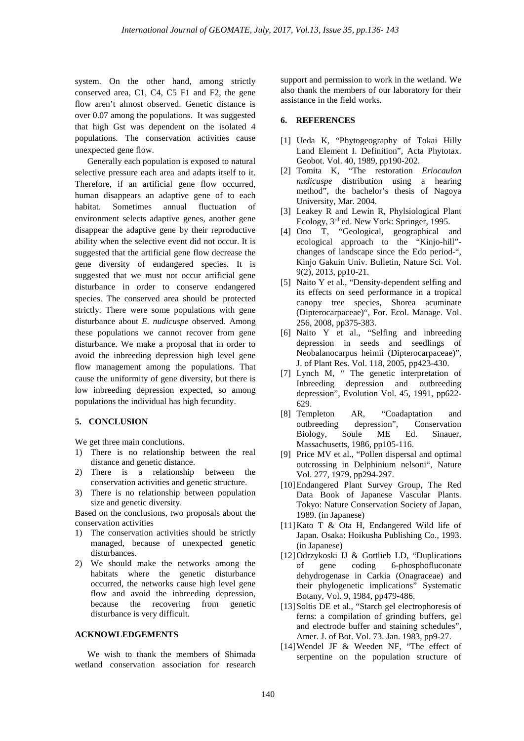system. On the other hand, among strictly conserved area, C1, C4, C5 F1 and F2, the gene flow aren't almost observed. Genetic distance is over 0.07 among the populations. It was suggested that high Gst was dependent on the isolated 4 populations. The conservation activities cause unexpected gene flow.

Generally each population is exposed to natural selective pressure each area and adapts itself to it. Therefore, if an artificial gene flow occurred, human disappears an adaptive gene of to each habitat. Sometimes annual fluctuation of environment selects adaptive genes, another gene disappear the adaptive gene by their reproductive ability when the selective event did not occur. It is suggested that the artificial gene flow decrease the gene diversity of endangered species. It is suggested that we must not occur artificial gene disturbance in order to conserve endangered species. The conserved area should be protected strictly. There were some populations with gene disturbance about *E. nudicuspe* observed. Among these populations we cannot recover from gene disturbance. We make a proposal that in order to avoid the inbreeding depression high level gene flow management among the populations. That cause the uniformity of gene diversity, but there is low inbreeding depression expected, so among populations the individual has high fecundity.

## 5. CONCLUSION

We get three main conclutions.

1) There is no relationship between the real distance and genetic distance.
2) There is a relationship between the conservation activities and genetic structure.
3) There is no relationship between population size and genetic diversity.

Based on the conclusions, two proposals about the conservation activities

1) The conservation activities should be strictly managed, because of unexpected genetic disturbances.
2) We should make the networks among the habitats where the genetic disturbance occurred, the networks cause high level gene flow and avoid the inbreeding depression, because the recovering from genetic disturbance is very difficult.

## ACKNOWLEDGEMENTS

We wish to thank the members of Shimada wetland conservation association for research support and permission to work in the wetland. We also thank the members of our laboratory for their assistance in the field works.

## 6. REFERENCES

[1] Ueda K, "Phytogeography of Tokai Hilly Land Element I. Definition", Acta Phytotax. Geobot. Vol. 40, 1989, pp190-202.

[2] Tomita K, "The restoration *Eriocaulon nudicuspe* distribution using a hearing method", the bachelor's thesis of Nagoya University, Mar. 2004.

[3] Leakey R and Lewin R, Phylsiological Plant Ecology, 3rd ed. New York: Springer, 1995.

[4] Ono T, "Geological, geographical and ecological approach to the "Kinjo-hill"-changes of landscape since the Edo period-", Kinjo Gakuin Univ. Bulletin, Nature Sci. Vol. 9(2), 2013, pp10-21.

[5] Naito Y et al., "Density-dependent selfing and its effects on seed performance in a tropical canopy tree species, Shorea acuminate (Dipterocarpaceae)", For. Ecol. Manage. Vol. 256, 2008, pp375-383.

[6] Naito Y et al., "Selfing and inbreeding depression in seeds and seedlings of Neobalanocarpus heimii (Dipterocarpaceae)", J. of Plant Res. Vol. 118, 2005, pp423-430.

[7] Lynch M, " The genetic interpretation of Inbreeding depression and outbreeding depression", Evolution Vol. 45, 1991, pp622-629.

[8] Templeton AR, "Coadaptation and outbreeding depression", Conservation Biology, Soule ME Ed. Sinauer, Massachusetts, 1986, pp105-116.

[9] Price MV et al., "Pollen dispersal and optimal outcrossing in Delphinium nelsoni", Nature Vol. 277, 1979, pp294-297.

[10] Endangered Plant Survey Group, The Red Data Book of Japanese Vascular Plants. Tokyo: Nature Conservation Society of Japan, 1989. (in Japanese)

[11] Kato T & Ota H, Endangered Wild life of Japan. Osaka: Hoikusha Publishing Co., 1993. (in Japanese)

[12] Odrzykoski IJ & Gottlieb LD, "Duplications of gene coding 6-phosphofluconate dehydrogenase in Carkia (Onagraceae) and their phylogenetic implications" Systematic Botany, Vol. 9, 1984, pp479-486.

[13] Soltis DE et al., "Starch gel electrophoresis of ferns: a compilation of grinding buffers, gel and electrode buffer and staining schedules", Amer. J. of Bot. Vol. 73. Jan. 1983, pp9-27.

[14] Wendel JF & Weeden NF, "The effect of serpentine on the population structure of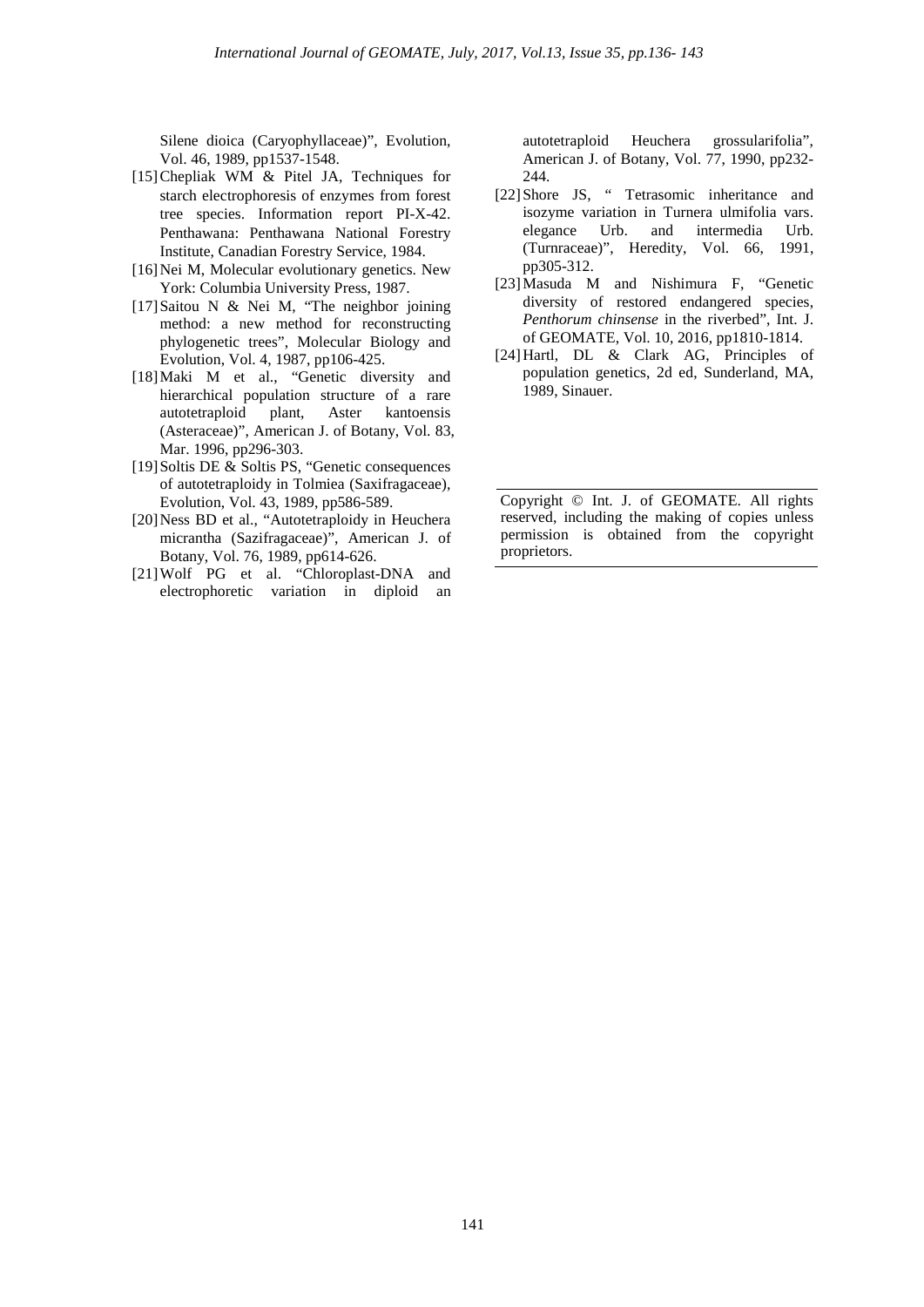Silene dioica (Caryophyllaceae)", Evolution, Vol. 46, 1989, pp1537-1548.

[15] Chepliak WM & Pitel JA, Techniques for starch electrophoresis of enzymes from forest tree species. Information report PI-X-42. Penthawana: Penthawana National Forestry Institute, Canadian Forestry Service, 1984.

[16] Nei M, Molecular evolutionary genetics. New York: Columbia University Press, 1987.

[17] Saitou N & Nei M, "The neighbor joining method: a new method for reconstructing phylogenetic trees", Molecular Biology and Evolution, Vol. 4, 1987, pp106-425.

[18] Maki M et al., "Genetic diversity and hierarchical population structure of a rare autotetraploid plant, Aster kantoensis (Asteraceae)", American J. of Botany, Vol. 83, Mar. 1996, pp296-303.

[19] Soltis DE & Soltis PS, "Genetic consequences of autotetraploidy in Tolmiea (Saxifragaceae), Evolution, Vol. 43, 1989, pp586-589.

[20] Ness BD et al., "Autotetraploidy in Heuchera micrantha (Sazifragaceae)", American J. of Botany, Vol. 76, 1989, pp614-626.

[21] Wolf PG et al. "Chloroplast-DNA and electrophoretic variation in diploid an autotetraploid Heuchera grossularifolia", American J. of Botany, Vol. 77, 1990, pp232-244.

[22] Shore JS, " Tetrasomic inheritance and isozyme variation in Turnera ulmifolia vars. elegance Urb. and intermedia Urb. (Turnraceae)", Heredity, Vol. 66, 1991, pp305-312.

[23] Masuda M and Nishimura F, "Genetic diversity of restored endangered species, *Penthorum chinsense* in the riverbed", Int. J. of GEOMATE, Vol. 10, 2016, pp1810-1814.

[24] Hartl, DL & Clark AG, Principles of population genetics, 2d ed, Sunderland, MA, 1989, Sinauer.

---

Copyright © Int. J. of GEOMATE. All rights reserved, including the making of copies unless permission is obtained from the copyright proprietors.

---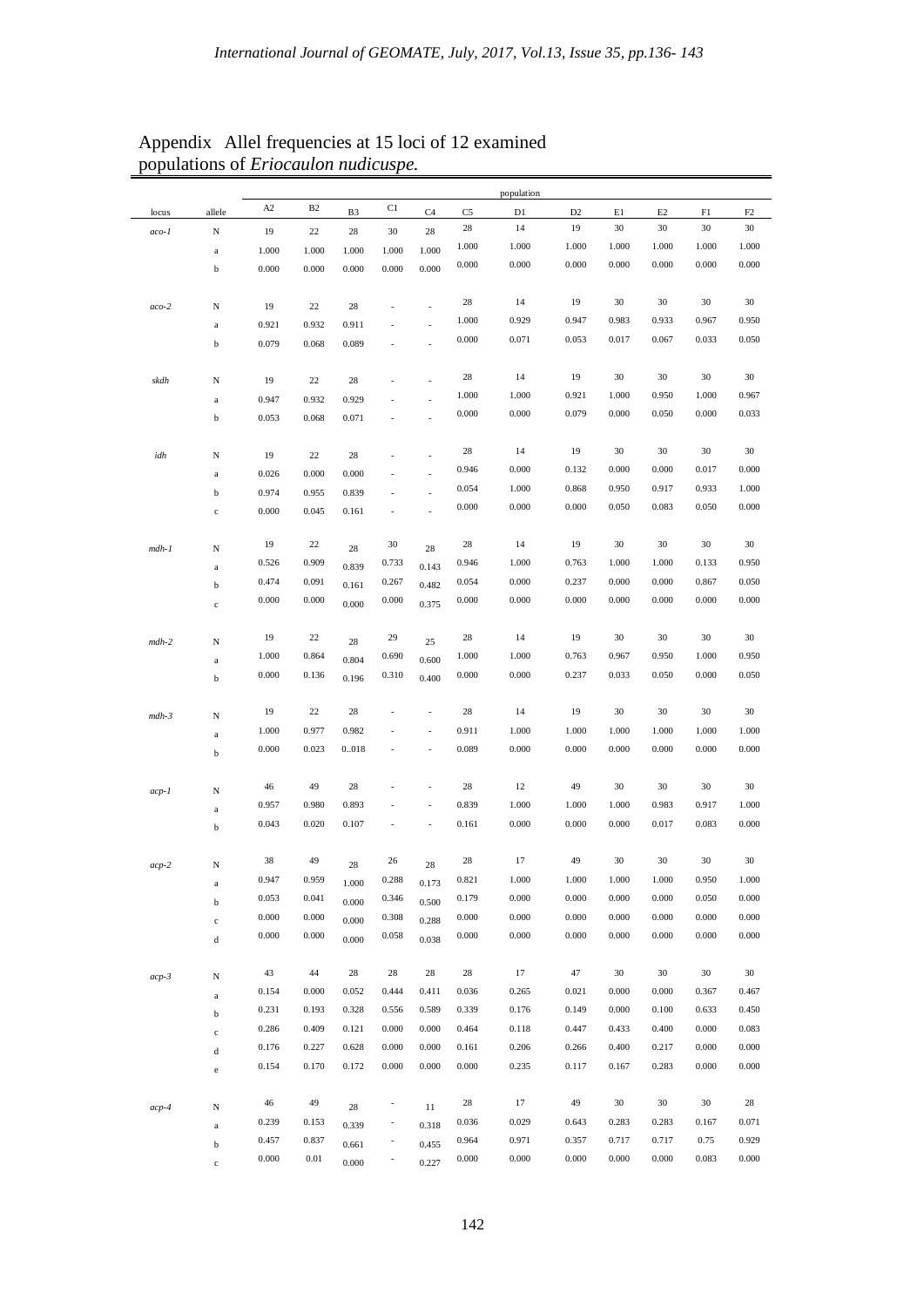Appendix Allel frequencies at 15 loci of 12 examined populations of *Eriocaulon nudicuspe.*

| locus | allele | A2 | B2 | B3 | C1 | C4 | C5 | D1 | D2 | E1 | E2 | F1 | F2 |
|---|---|---|---|---|---|---|---|---|---|---|---|---|---|
| | | population | | | | | | | | | | | |
| *aco-1* | N | 19 | 22 | 28 | 30 | 28 | 28 | 14 | 19 | 30 | 30 | 30 | 30 |
| | a | 1.000 | 1.000 | 1.000 | 1.000 | 1.000 | 1.000 | 1.000 | 1.000 | 1.000 | 1.000 | 1.000 | 1.000 |
| | b | 0.000 | 0.000 | 0.000 | 0.000 | 0.000 | 0.000 | 0.000 | 0.000 | 0.000 | 0.000 | 0.000 | 0.000 |
| *aco-2* | N | 19 | 22 | 28 | - | - | 28 | 14 | 19 | 30 | 30 | 30 | 30 |
| | a | 0.921 | 0.932 | 0.911 | - | - | 1.000 | 0.929 | 0.947 | 0.983 | 0.933 | 0.967 | 0.950 |
| | b | 0.079 | 0.068 | 0.089 | - | - | 0.000 | 0.071 | 0.053 | 0.017 | 0.067 | 0.033 | 0.050 |
| *skdh* | N | 19 | 22 | 28 | - | - | 28 | 14 | 19 | 30 | 30 | 30 | 30 |
| | a | 0.947 | 0.932 | 0.929 | - | - | 1.000 | 1.000 | 0.921 | 1.000 | 0.950 | 1.000 | 0.967 |
| | b | 0.053 | 0.068 | 0.071 | - | - | 0.000 | 0.000 | 0.079 | 0.000 | 0.050 | 0.000 | 0.033 |
| *idh* | N | 19 | 22 | 28 | - | - | 28 | 14 | 19 | 30 | 30 | 30 | 30 |
| | a | 0.026 | 0.000 | 0.000 | - | - | 0.946 | 0.000 | 0.132 | 0.000 | 0.000 | 0.017 | 0.000 |
| | b | 0.974 | 0.955 | 0.839 | - | - | 0.054 | 1.000 | 0.868 | 0.950 | 0.917 | 0.933 | 1.000 |
| | c | 0.000 | 0.045 | 0.161 | - | - | 0.000 | 0.000 | 0.000 | 0.050 | 0.083 | 0.050 | 0.000 |
| *mdh-1* | N | 19 | 22 | 28 | 30 | 28 | 28 | 14 | 19 | 30 | 30 | 30 | 30 |
| | a | 0.526 | 0.909 | 0.839 | 0.733 | 0.143 | 0.946 | 1.000 | 0.763 | 1.000 | 1.000 | 0.133 | 0.950 |
| | b | 0.474 | 0.091 | 0.161 | 0.267 | 0.482 | 0.054 | 0.000 | 0.237 | 0.000 | 0.000 | 0.867 | 0.050 |
| | c | 0.000 | 0.000 | 0.000 | 0.000 | 0.375 | 0.000 | 0.000 | 0.000 | 0.000 | 0.000 | 0.000 | 0.000 |
| *mdh-2* | N | 19 | 22 | 28 | 29 | 25 | 28 | 14 | 19 | 30 | 30 | 30 | 30 |
| | a | 1.000 | 0.864 | 0.804 | 0.690 | 0.600 | 1.000 | 1.000 | 0.763 | 0.967 | 0.950 | 1.000 | 0.950 |
| | b | 0.000 | 0.136 | 0.196 | 0.310 | 0.400 | 0.000 | 0.000 | 0.237 | 0.033 | 0.050 | 0.000 | 0.050 |
| *mdh-3* | N | 19 | 22 | 28 | - | - | 28 | 14 | 19 | 30 | 30 | 30 | 30 |
| | a | 1.000 | 0.977 | 0.982 | - | - | 0.911 | 1.000 | 1.000 | 1.000 | 1.000 | 1.000 | 1.000 |
| | b | 0.000 | 0.023 | 0..018 | - | - | 0.089 | 0.000 | 0.000 | 0.000 | 0.000 | 0.000 | 0.000 |
| *acp-1* | N | 46 | 49 | 28 | - | - | 28 | 12 | 49 | 30 | 30 | 30 | 30 |
| | a | 0.957 | 0.980 | 0.893 | - | - | 0.839 | 1.000 | 1.000 | 1.000 | 0.983 | 0.917 | 1.000 |
| | b | 0.043 | 0.020 | 0.107 | - | - | 0.161 | 0.000 | 0.000 | 0.000 | 0.017 | 0.083 | 0.000 |
| *acp-2* | N | 38 | 49 | 28 | 26 | 28 | 28 | 17 | 49 | 30 | 30 | 30 | 30 |
| | a | 0.947 | 0.959 | 1.000 | 0.288 | 0.173 | 0.821 | 1.000 | 1.000 | 1.000 | 1.000 | 0.950 | 1.000 |
| | b | 0.053 | 0.041 | 0.000 | 0.346 | 0.500 | 0.179 | 0.000 | 0.000 | 0.000 | 0.000 | 0.050 | 0.000 |
| | c | 0.000 | 0.000 | 0.000 | 0.308 | 0.288 | 0.000 | 0.000 | 0.000 | 0.000 | 0.000 | 0.000 | 0.000 |
| | d | 0.000 | 0.000 | 0.000 | 0.058 | 0.038 | 0.000 | 0.000 | 0.000 | 0.000 | 0.000 | 0.000 | 0.000 |
| *acp-3* | N | 43 | 44 | 28 | 28 | 28 | 28 | 17 | 47 | 30 | 30 | 30 | 30 |
| | a | 0.154 | 0.000 | 0.052 | 0.444 | 0.411 | 0.036 | 0.265 | 0.021 | 0.000 | 0.000 | 0.367 | 0.467 |
| | b | 0.231 | 0.193 | 0.328 | 0.556 | 0.589 | 0.339 | 0.176 | 0.149 | 0.000 | 0.100 | 0.633 | 0.450 |
| | c | 0.286 | 0.409 | 0.121 | 0.000 | 0.000 | 0.464 | 0.118 | 0.447 | 0.433 | 0.400 | 0.000 | 0.083 |
| | d | 0.176 | 0.227 | 0.628 | 0.000 | 0.000 | 0.161 | 0.206 | 0.266 | 0.400 | 0.217 | 0.000 | 0.000 |
| | e | 0.154 | 0.170 | 0.172 | 0.000 | 0.000 | 0.000 | 0.235 | 0.117 | 0.167 | 0.283 | 0.000 | 0.000 |
| *acp-4* | N | 46 | 49 | 28 | - | 11 | 28 | 17 | 49 | 30 | 30 | 30 | 28 |
| | a | 0.239 | 0.153 | 0.339 | - | 0.318 | 0.036 | 0.029 | 0.643 | 0.283 | 0.283 | 0.167 | 0.071 |
| | b | 0.457 | 0.837 | 0.661 | - | 0.455 | 0.964 | 0.971 | 0.357 | 0.717 | 0.717 | 0.75 | 0.929 |
| | c | 0.000 | 0.01 | 0.000 | - | 0.227 | 0.000 | 0.000 | 0.000 | 0.000 | 0.000 | 0.083 | 0.000 |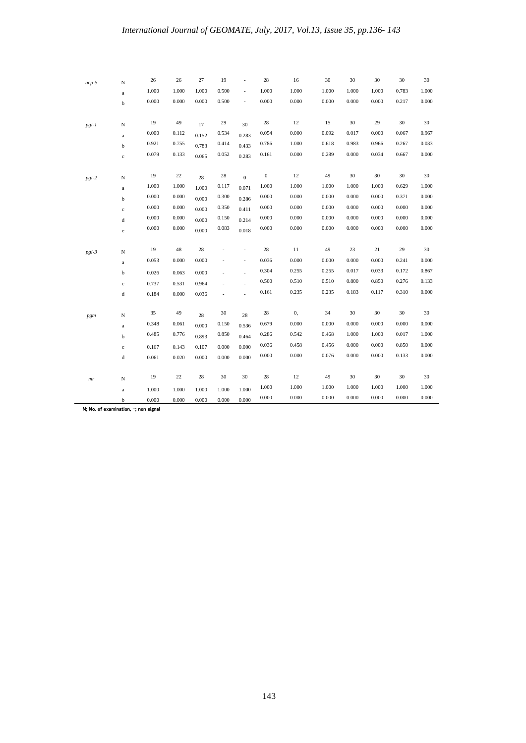| | | | | | | | | | | | | | |
|---|---|---|---|---|---|---|---|---|---|---|---|---|---|
| *acp-5* | N | 26 | 26 | 27 | 19 | - | 28 | 16 | 30 | 30 | 30 | 30 | 30 |
| | a | 1.000 | 1.000 | 1.000 | 0.500 | - | 1.000 | 1.000 | 1.000 | 1.000 | 1.000 | 0.783 | 1.000 |
| | b | 0.000 | 0.000 | 0.000 | 0.500 | - | 0.000 | 0.000 | 0.000 | 0.000 | 0.000 | 0.217 | 0.000 |
| *pgi-1* | N | 19 | 49 | 17 | 29 | 30 | 28 | 12 | 15 | 30 | 29 | 30 | 30 |
| | a | 0.000 | 0.112 | 0.152 | 0.534 | 0.283 | 0.054 | 0.000 | 0.092 | 0.017 | 0.000 | 0.067 | 0.967 |
| | b | 0.921 | 0.755 | 0.783 | 0.414 | 0.433 | 0.786 | 1.000 | 0.618 | 0.983 | 0.966 | 0.267 | 0.033 |
| | c | 0.079 | 0.133 | 0.065 | 0.052 | 0.283 | 0.161 | 0.000 | 0.289 | 0.000 | 0.034 | 0.667 | 0.000 |
| *pgi-2* | N | 19 | 22 | 28 | 28 | 0 | 0 | 12 | 49 | 30 | 30 | 30 | 30 |
| | a | 1.000 | 1.000 | 1.000 | 0.117 | 0.071 | 1.000 | 1.000 | 1.000 | 1.000 | 1.000 | 0.629 | 1.000 |
| | b | 0.000 | 0.000 | 0.000 | 0.300 | 0.286 | 0.000 | 0.000 | 0.000 | 0.000 | 0.000 | 0.371 | 0.000 |
| | c | 0.000 | 0.000 | 0.000 | 0.350 | 0.411 | 0.000 | 0.000 | 0.000 | 0.000 | 0.000 | 0.000 | 0.000 |
| | d | 0.000 | 0.000 | 0.000 | 0.150 | 0.214 | 0.000 | 0.000 | 0.000 | 0.000 | 0.000 | 0.000 | 0.000 |
| | e | 0.000 | 0.000 | 0.000 | 0.083 | 0.018 | 0.000 | 0.000 | 0.000 | 0.000 | 0.000 | 0.000 | 0.000 |
| *pgi-3* | N | 19 | 48 | 28 | - | - | 28 | 11 | 49 | 23 | 21 | 29 | 30 |
| | a | 0.053 | 0.000 | 0.000 | - | - | 0.036 | 0.000 | 0.000 | 0.000 | 0.000 | 0.241 | 0.000 |
| | b | 0.026 | 0.063 | 0.000 | - | - | 0.304 | 0.255 | 0.255 | 0.017 | 0.033 | 0.172 | 0.867 |
| | c | 0.737 | 0.531 | 0.964 | - | - | 0.500 | 0.510 | 0.510 | 0.800 | 0.850 | 0.276 | 0.133 |
| | d | 0.184 | 0.000 | 0.036 | - | - | 0.161 | 0.235 | 0.235 | 0.183 | 0.117 | 0.310 | 0.000 |
| *pgm* | N | 35 | 49 | 28 | 30 | 28 | 28 | 0, | 34 | 30 | 30 | 30 | 30 |
| | a | 0.348 | 0.061 | 0.000 | 0.150 | 0.536 | 0.679 | 0.000 | 0.000 | 0.000 | 0.000 | 0.000 | 0.000 |
| | b | 0.485 | 0.776 | 0.893 | 0.850 | 0.464 | 0.286 | 0.542 | 0.468 | 1.000 | 1.000 | 0.017 | 1.000 |
| | c | 0.167 | 0.143 | 0.107 | 0.000 | 0.000 | 0.036 | 0.458 | 0.456 | 0.000 | 0.000 | 0.850 | 0.000 |
| | d | 0.061 | 0.020 | 0.000 | 0.000 | 0.000 | 0.000 | 0.000 | 0.076 | 0.000 | 0.000 | 0.133 | 0.000 |
| *mr* | N | 19 | 22 | 28 | 30 | 30 | 28 | 12 | 49 | 30 | 30 | 30 | 30 |
| | a | 1.000 | 1.000 | 1.000 | 1.000 | 1.000 | 1.000 | 1.000 | 1.000 | 1.000 | 1.000 | 1.000 | 1.000 |
| | b | 0.000 | 0.000 | 0.000 | 0.000 | 0.000 | 0.000 | 0.000 | 0.000 | 0.000 | 0.000 | 0.000 | 0.000 |

N; No. of examination, –; non signal